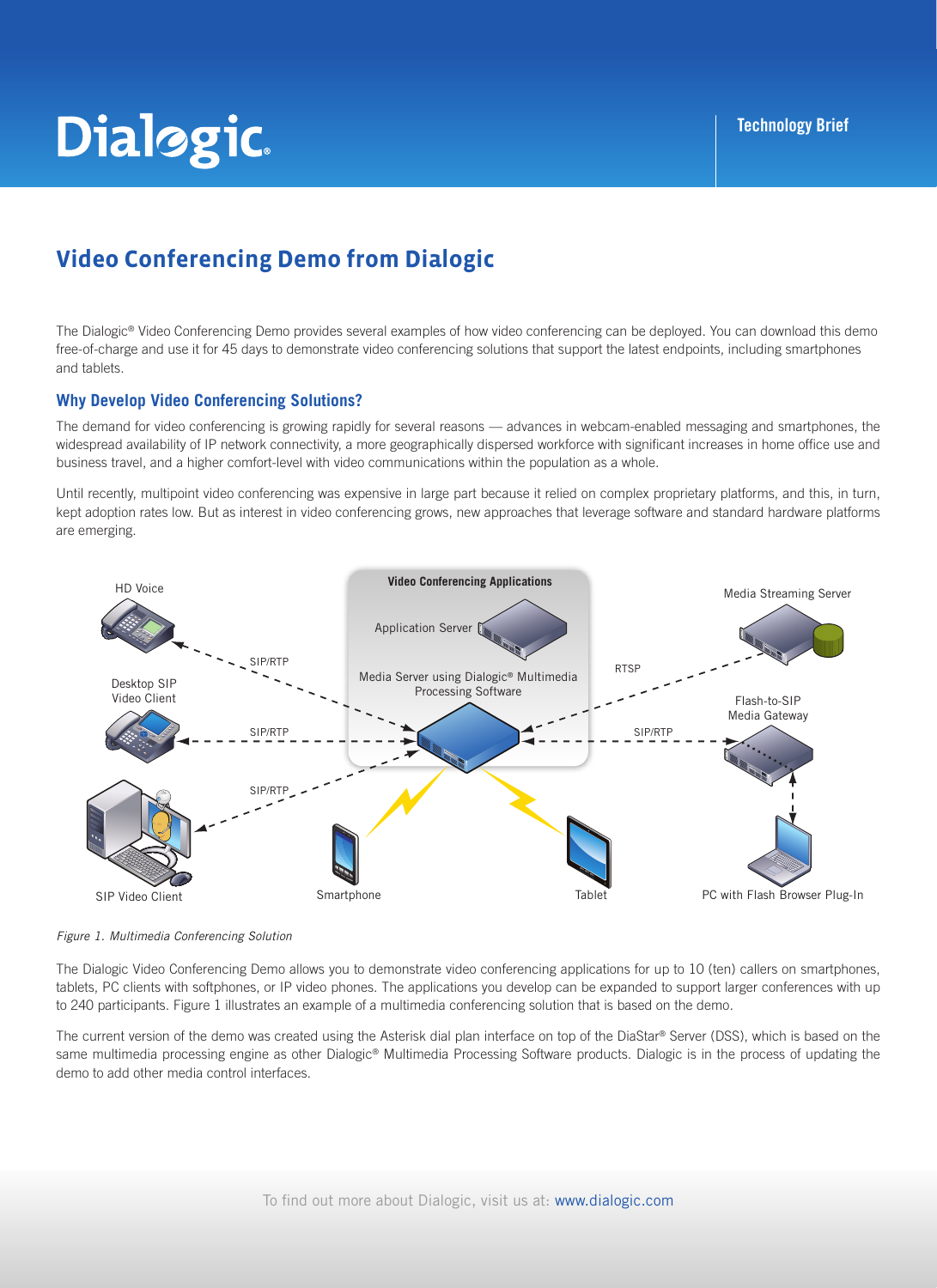# Video Conferencing Demo from Dialogic

The Dialogic® Video Conferencing Demo provides several examples of how video conferencing can be deployed. You can download this demo free-of-charge and use it for 45 days to demonstrate video conferencing solutions that support the latest endpoints, including smartphones and tablets.

## Why Develop Video Conferencing Solutions?

The demand for video conferencing is growing rapidly for several reasons — advances in webcam-enabled messaging and smartphones, the widespread availability of IP network connectivity, a more geographically dispersed workforce with significant increases in home office use and business travel, and a higher comfort-level with video communications within the population as a whole.

Until recently, multipoint video conferencing was expensive in large part because it relied on complex proprietary platforms, and this, in turn, kept adoption rates low. But as interest in video conferencing grows, new approaches that leverage software and standard hardware platforms are emerging.

*Figure 1. Multimedia Conferencing Solution*

The Dialogic Video Conferencing Demo allows you to demonstrate video conferencing applications for up to 10 (ten) callers on smartphones, tablets, PC clients with softphones, or IP video phones. The applications you develop can be expanded to support larger conferences with up to 240 participants. Figure 1 illustrates an example of a multimedia conferencing solution that is based on the demo.

The current version of the demo was created using the Asterisk dial plan interface on top of the DiaStar® Server (DSS), which is based on the same multimedia processing engine as other Dialogic® Multimedia Processing Software products. Dialogic is in the process of updating the demo to add other media control interfaces.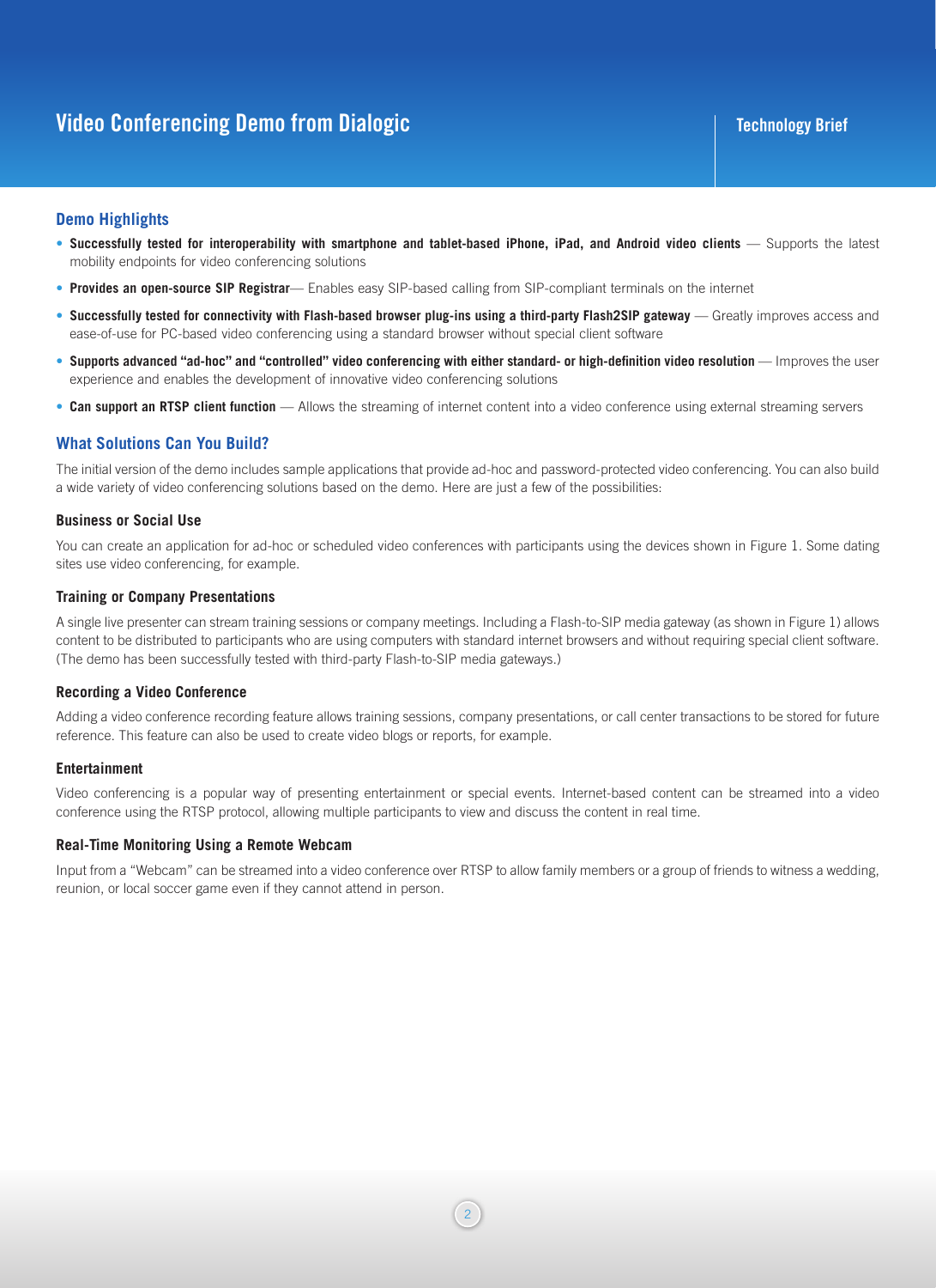## Demo Highlights

- **Successfully tested for interoperability with smartphone and tablet-based iPhone, iPad, and Android video clients** — Supports the latest mobility endpoints for video conferencing solutions
- **Provides an open-source SIP Registrar**— Enables easy SIP-based calling from SIP-compliant terminals on the internet
- **Successfully tested for connectivity with Flash-based browser plug-ins using a third-party Flash2SIP gateway** — Greatly improves access and ease-of-use for PC-based video conferencing using a standard browser without special client software
- **Supports advanced "ad-hoc" and "controlled" video conferencing with either standard- or high-definition video resolution** — Improves the user experience and enables the development of innovative video conferencing solutions
- **Can support an RTSP client function** — Allows the streaming of internet content into a video conference using external streaming servers

## What Solutions Can You Build?

The initial version of the demo includes sample applications that provide ad-hoc and password-protected video conferencing. You can also build a wide variety of video conferencing solutions based on the demo. Here are just a few of the possibilities:

### Business or Social Use

You can create an application for ad-hoc or scheduled video conferences with participants using the devices shown in Figure 1. Some dating sites use video conferencing, for example.

### Training or Company Presentations

A single live presenter can stream training sessions or company meetings. Including a Flash-to-SIP media gateway (as shown in Figure 1) allows content to be distributed to participants who are using computers with standard internet browsers and without requiring special client software. (The demo has been successfully tested with third-party Flash-to-SIP media gateways.)

### Recording a Video Conference

Adding a video conference recording feature allows training sessions, company presentations, or call center transactions to be stored for future reference. This feature can also be used to create video blogs or reports, for example.

### Entertainment

Video conferencing is a popular way of presenting entertainment or special events. Internet-based content can be streamed into a video conference using the RTSP protocol, allowing multiple participants to view and discuss the content in real time.

### Real-Time Monitoring Using a Remote Webcam

Input from a "Webcam" can be streamed into a video conference over RTSP to allow family members or a group of friends to witness a wedding, reunion, or local soccer game even if they cannot attend in person.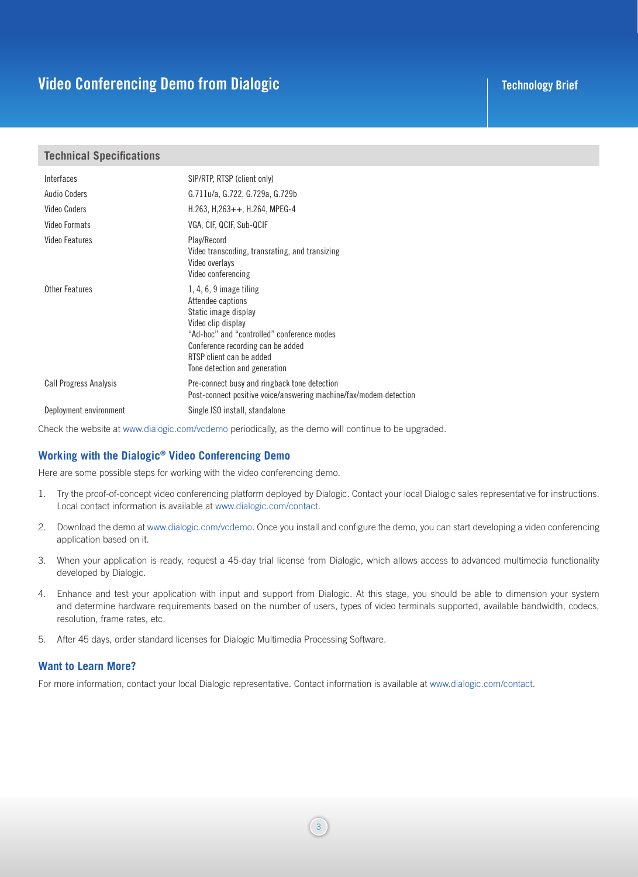## Technical Specifications

| | |
|---|---|
| Interfaces | SIP/RTP, RTSP (client only) |
| Audio Coders | G.711u/a, G.722, G.729a, G.729b |
| Video Coders | H.263, H,263++, H.264, MPEG-4 |
| Video Formats | VGA, CIF, QCIF, Sub-QCIF |
| Video Features | Play/Record<br>Video transcoding, transrating, and transizing<br>Video overlays<br>Video conferencing |
| Other Features | 1, 4, 6, 9 image tiling<br>Attendee captions<br>Static image display<br>Video clip display<br>"Ad-hoc" and "controlled" conference modes<br>Conference recording can be added<br>RTSP client can be added<br>Tone detection and generation |
| Call Progress Analysis | Pre-connect busy and ringback tone detection<br>Post-connect positive voice/answering machine/fax/modem detection |
| Deployment environment | Single ISO install, standalone |

Check the website at www.dialogic.com/vcdemo periodically, as the demo will continue to be upgraded.

### Working with the Dialogic® Video Conferencing Demo

Here are some possible steps for working with the video conferencing demo.

1. Try the proof-of-concept video conferencing platform deployed by Dialogic. Contact your local Dialogic sales representative for instructions. Local contact information is available at www.dialogic.com/contact.
2. Download the demo at www.dialogic.com/vcdemo. Once you install and configure the demo, you can start developing a video conferencing application based on it.
3. When your application is ready, request a 45-day trial license from Dialogic, which allows access to advanced multimedia functionality developed by Dialogic.
4. Enhance and test your application with input and support from Dialogic. At this stage, you should be able to dimension your system and determine hardware requirements based on the number of users, types of video terminals supported, available bandwidth, codecs, resolution, frame rates, etc.
5. After 45 days, order standard licenses for Dialogic Multimedia Processing Software.

### Want to Learn More?

For more information, contact your local Dialogic representative. Contact information is available at www.dialogic.com/contact.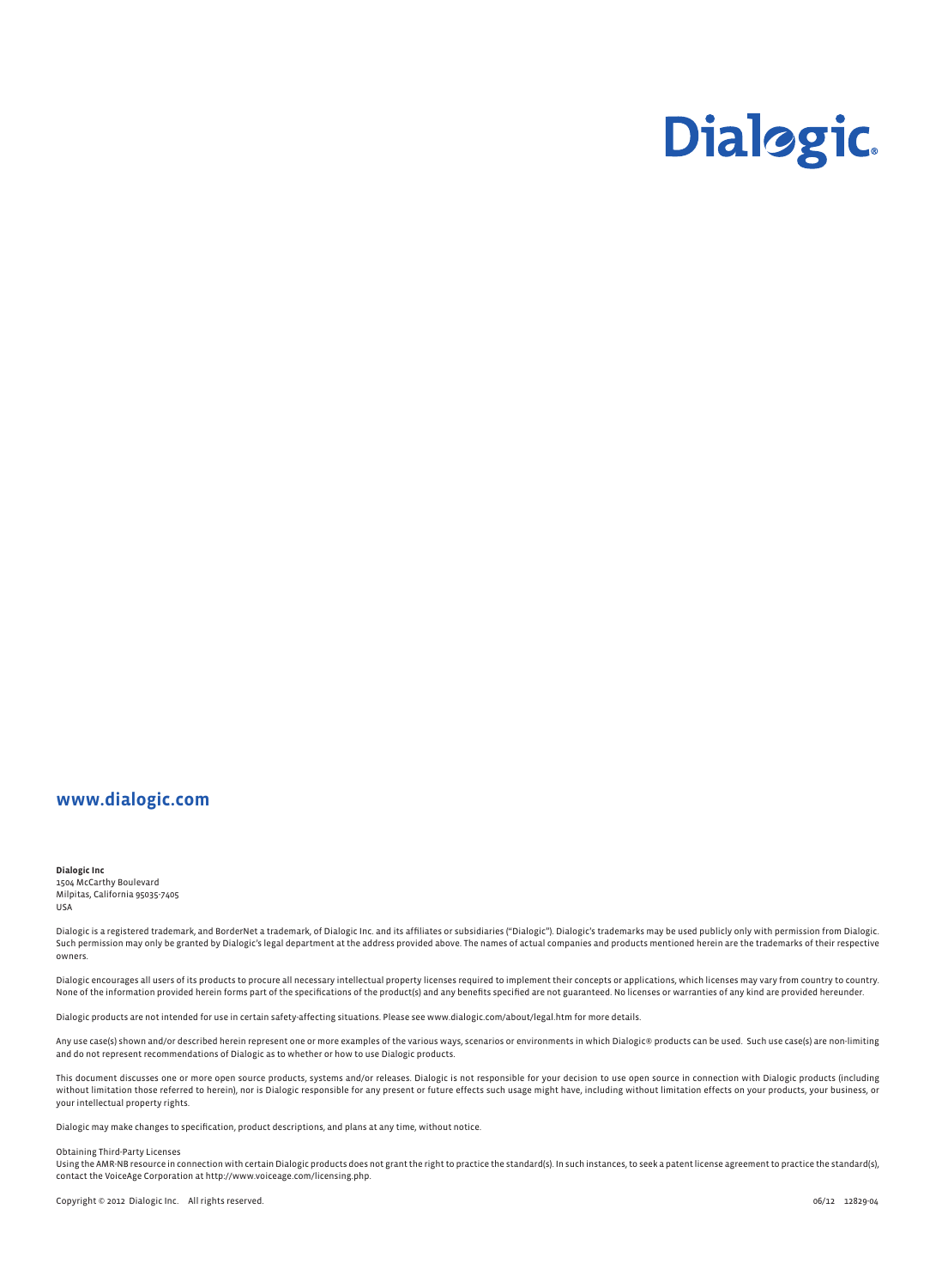Dialogic

**www.dialogic.com**

**Dialogic Inc**
1504 McCarthy Boulevard
Milpitas, California 95035-7405
USA

Dialogic is a registered trademark, and BorderNet a trademark, of Dialogic Inc. and its affiliates or subsidiaries ("Dialogic"). Dialogic's trademarks may be used publicly only with permission from Dialogic. Such permission may only be granted by Dialogic's legal department at the address provided above. The names of actual companies and products mentioned herein are the trademarks of their respective owners.

Dialogic encourages all users of its products to procure all necessary intellectual property licenses required to implement their concepts or applications, which licenses may vary from country to country. None of the information provided herein forms part of the specifications of the product(s) and any benefits specified are not guaranteed. No licenses or warranties of any kind are provided hereunder.

Dialogic products are not intended for use in certain safety-affecting situations. Please see www.dialogic.com/about/legal.htm for more details.

Any use case(s) shown and/or described herein represent one or more examples of the various ways, scenarios or environments in which Dialogic® products can be used. Such use case(s) are non-limiting and do not represent recommendations of Dialogic as to whether or how to use Dialogic products.

This document discusses one or more open source products, systems and/or releases. Dialogic is not responsible for your decision to use open source in connection with Dialogic products (including without limitation those referred to herein), nor is Dialogic responsible for any present or future effects such usage might have, including without limitation effects on your products, your business, or your intellectual property rights.

Dialogic may make changes to specification, product descriptions, and plans at any time, without notice.

Obtaining Third-Party Licenses
Using the AMR-NB resource in connection with certain Dialogic products does not grant the right to practice the standard(s). In such instances, to seek a patent license agreement to practice the standard(s), contact the VoiceAge Corporation at http://www.voiceage.com/licensing.php.

Copyright © 2012 Dialogic Inc. All rights reserved.

06/12 12829-04